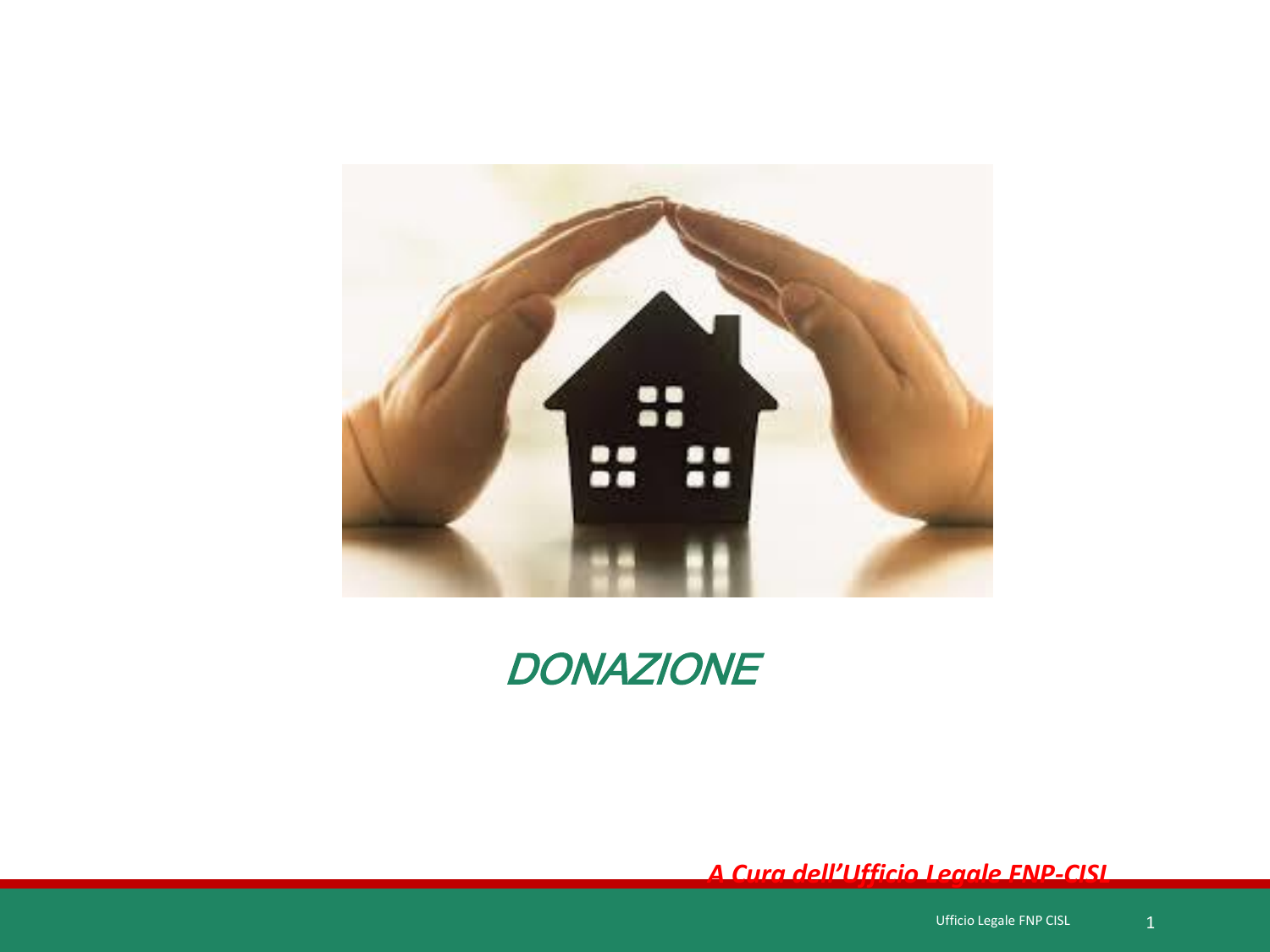# *DONAZIONE*

***A Cura dell'Ufficio Legale FNP-CISL***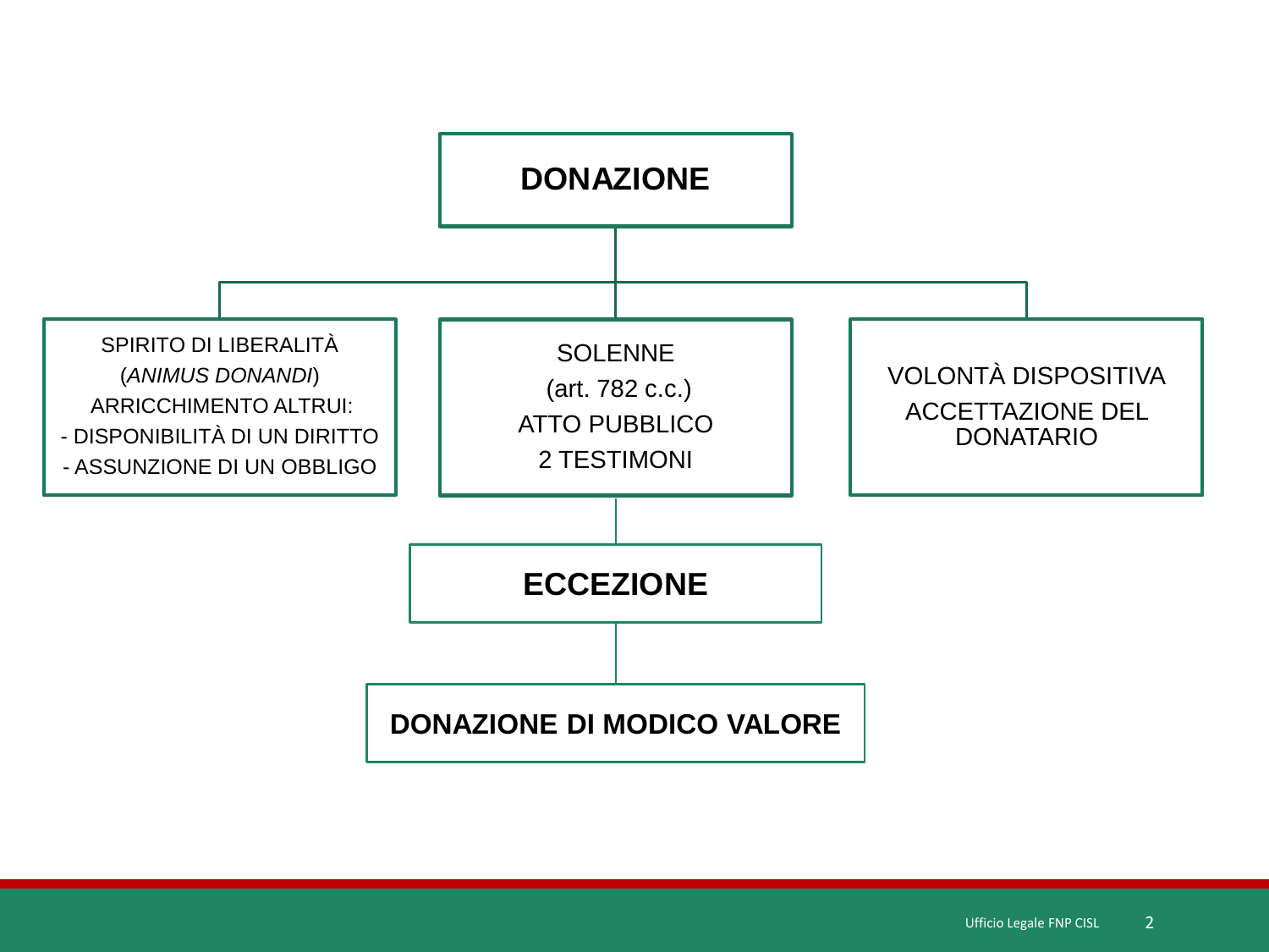# DONAZIONE

SPIRITO DI LIBERALITÀ
(*ANIMUS DONANDI*)
ARRICCHIMENTO ALTRUI:
- DISPONIBILITÀ DI UN DIRITTO
- ASSUNZIONE DI UN OBBLIGO

SOLENNE
(art. 782 c.c.)
ATTO PUBBLICO
2 TESTIMONI

VOLONTÀ DISPOSITIVA
ACCETTAZIONE DEL DONATARIO

## ECCEZIONE

**DONAZIONE DI MODICO VALORE**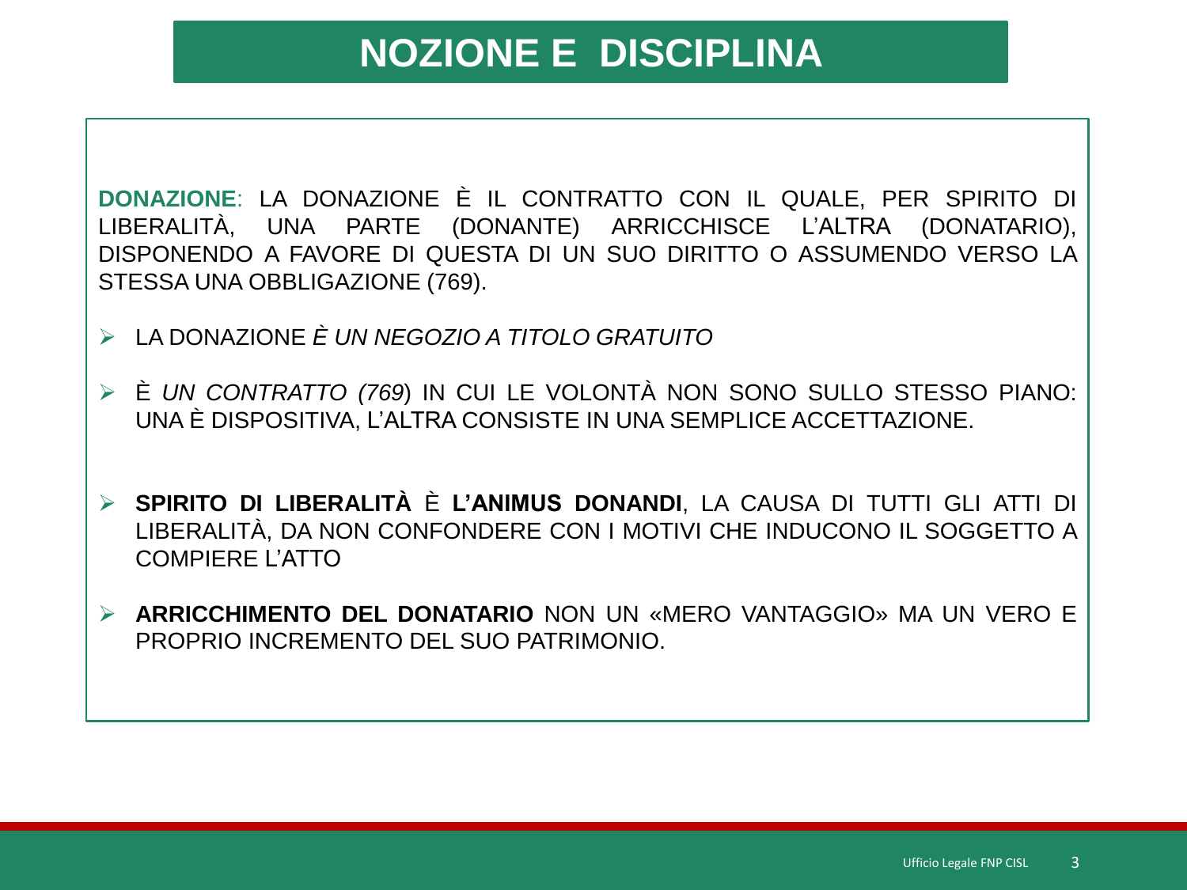# NOZIONE E DISCIPLINA

**DONAZIONE**: LA DONAZIONE È IL CONTRATTO CON IL QUALE, PER SPIRITO DI LIBERALITÀ, UNA PARTE (DONANTE) ARRICCHISCE L'ALTRA (DONATARIO), DISPONENDO A FAVORE DI QUESTA DI UN SUO DIRITTO O ASSUMENDO VERSO LA STESSA UNA OBBLIGAZIONE (769).

- LA DONAZIONE *È UN NEGOZIO A TITOLO GRATUITO*
- È *UN CONTRATTO (769*) IN CUI LE VOLONTÀ NON SONO SULLO STESSO PIANO: UNA È DISPOSITIVA, L'ALTRA CONSISTE IN UNA SEMPLICE ACCETTAZIONE.
- **SPIRITO DI LIBERALITÀ** È **L'ANIMUS DONANDI**, LA CAUSA DI TUTTI GLI ATTI DI LIBERALITÀ, DA NON CONFONDERE CON I MOTIVI CHE INDUCONO IL SOGGETTO A COMPIERE L'ATTO
- **ARRICCHIMENTO DEL DONATARIO** NON UN «MERO VANTAGGIO» MA UN VERO E PROPRIO INCREMENTO DEL SUO PATRIMONIO.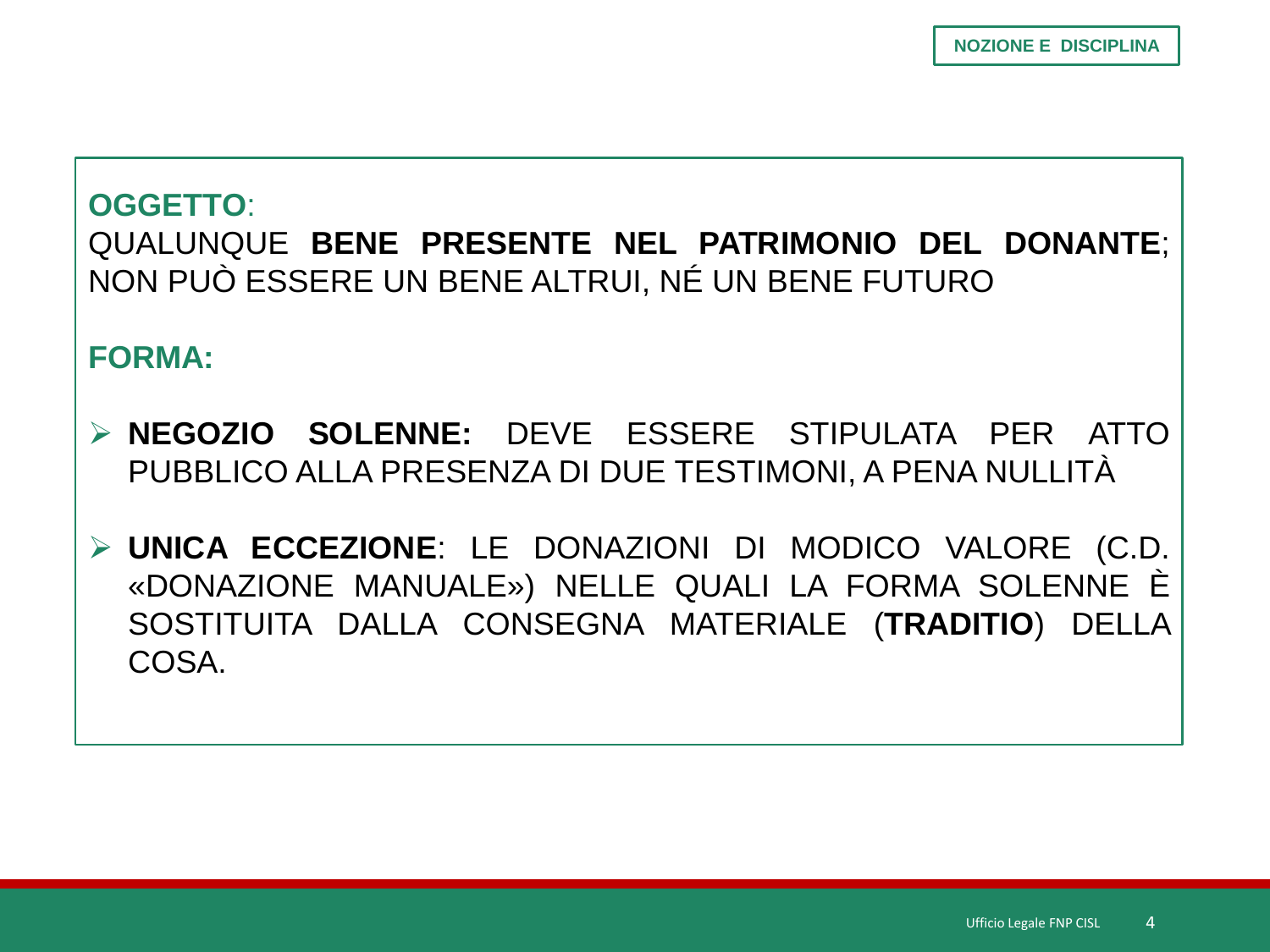**NOZIONE E DISCIPLINA**

**OGGETTO**:
QUALUNQUE **BENE PRESENTE NEL PATRIMONIO DEL DONANTE**; NON PUÒ ESSERE UN BENE ALTRUI, NÉ UN BENE FUTURO

**FORMA:**

- **NEGOZIO SOLENNE:** DEVE ESSERE STIPULATA PER ATTO PUBBLICO ALLA PRESENZA DI DUE TESTIMONI, A PENA NULLITÀ
- **UNICA ECCEZIONE**: LE DONAZIONI DI MODICO VALORE (C.D. «DONAZIONE MANUALE») NELLE QUALI LA FORMA SOLENNE È SOSTITUITA DALLA CONSEGNA MATERIALE (**TRADITIO**) DELLA COSA.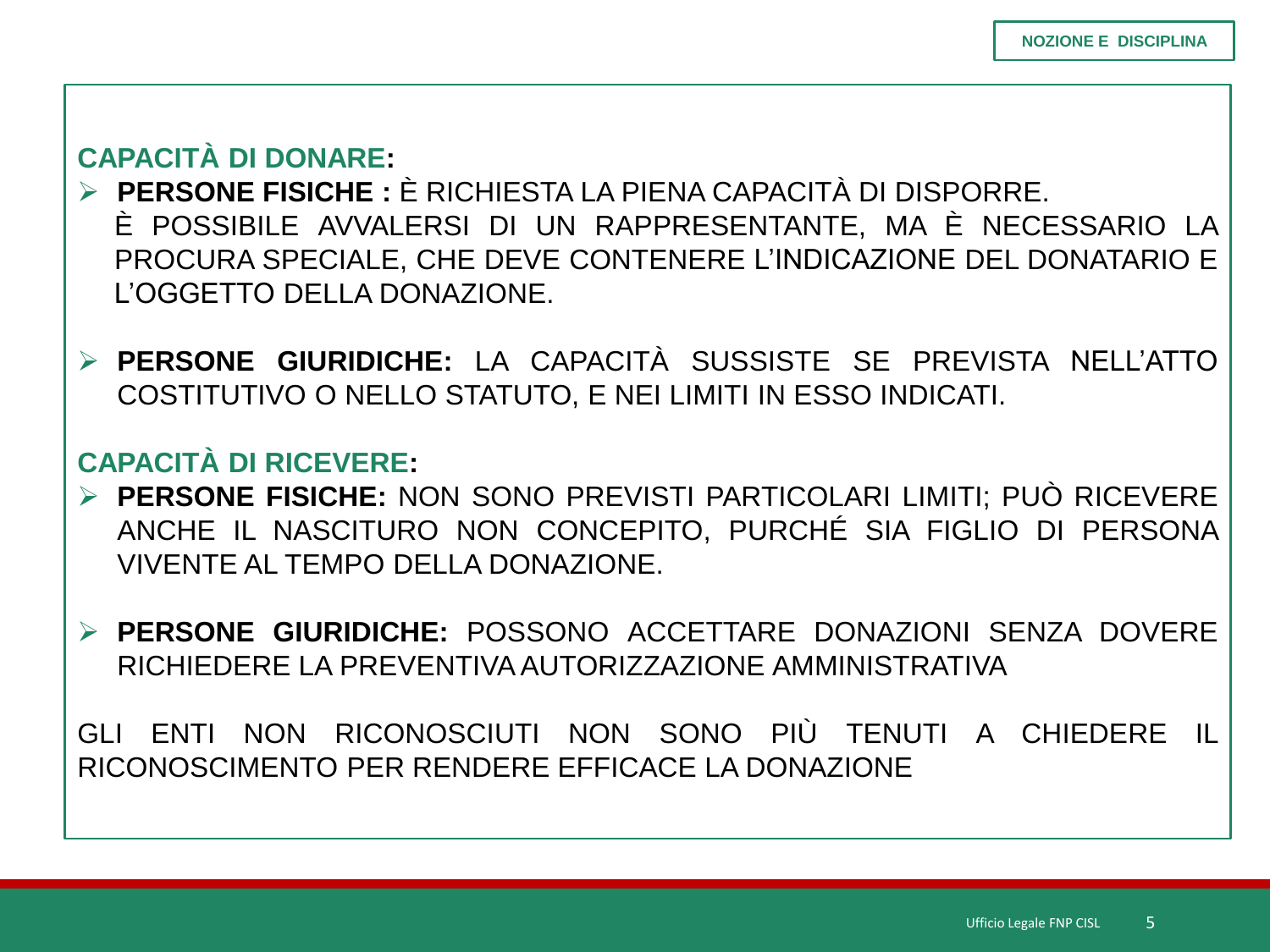NOZIONE E DISCIPLINA

**CAPACITÀ DI DONARE:**

- **PERSONE FISICHE :** È RICHIESTA LA PIENA CAPACITÀ DI DISPORRE.
  È POSSIBILE AVVALERSI DI UN RAPPRESENTANTE, MA È NECESSARIO LA PROCURA SPECIALE, CHE DEVE CONTENERE L'INDICAZIONE DEL DONATARIO E L'OGGETTO DELLA DONAZIONE.

- **PERSONE GIURIDICHE:** LA CAPACITÀ SUSSISTE SE PREVISTA NELL'ATTO COSTITUTIVO O NELLO STATUTO, E NEI LIMITI IN ESSO INDICATI.

**CAPACITÀ DI RICEVERE:**

- **PERSONE FISICHE:** NON SONO PREVISTI PARTICOLARI LIMITI; PUÒ RICEVERE ANCHE IL NASCITURO NON CONCEPITO, PURCHÉ SIA FIGLIO DI PERSONA VIVENTE AL TEMPO DELLA DONAZIONE.

- **PERSONE GIURIDICHE:** POSSONO ACCETTARE DONAZIONI SENZA DOVERE RICHIEDERE LA PREVENTIVA AUTORIZZAZIONE AMMINISTRATIVA

GLI ENTI NON RICONOSCIUTI NON SONO PIÙ TENUTI A CHIEDERE IL RICONOSCIMENTO PER RENDERE EFFICACE LA DONAZIONE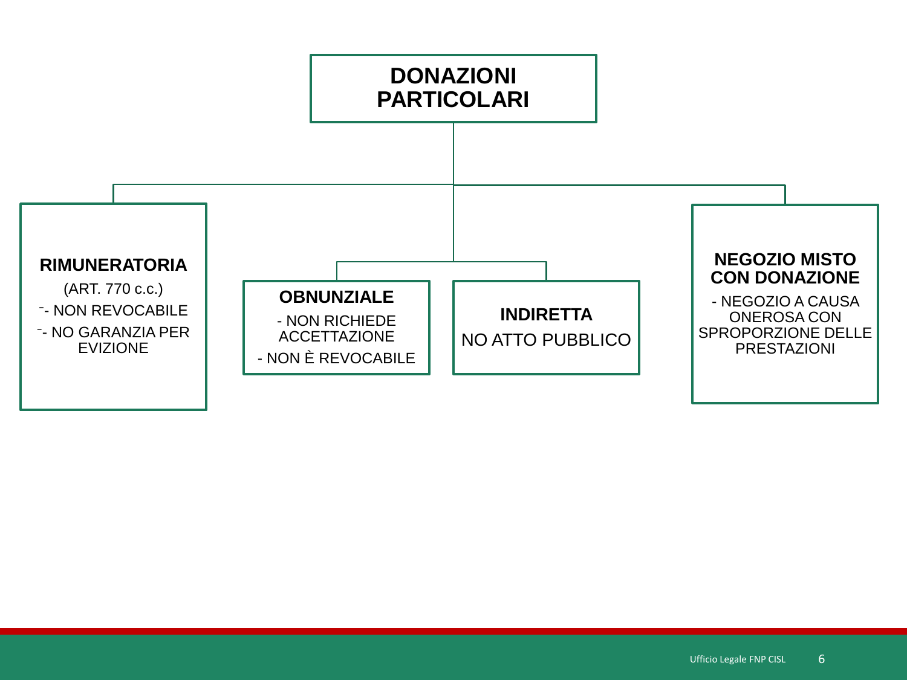# DONAZIONI PARTICOLARI

## RIMUNERATORIA

(ART. 770 c.c.)

- NON REVOCABILE
- NO GARANZIA PER EVIZIONE

## OBNUNZIALE

- NON RICHIEDE ACCETTAZIONE
- NON È REVOCABILE

## INDIRETTA

NO ATTO PUBBLICO

## NEGOZIO MISTO CON DONAZIONE

- NEGOZIO A CAUSA ONEROSA CON SPROPORZIONE DELLE PRESTAZIONI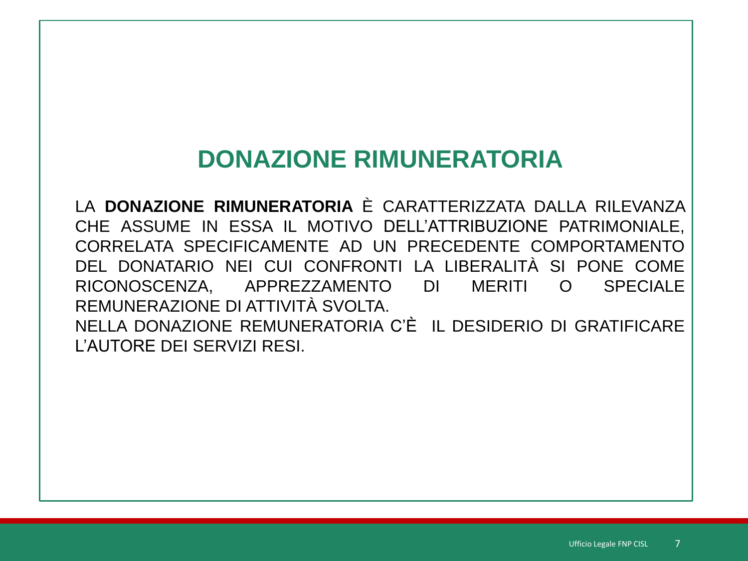# DONAZIONE RIMUNERATORIA

LA **DONAZIONE RIMUNERATORIA** È CARATTERIZZATA DALLA RILEVANZA CHE ASSUME IN ESSA IL MOTIVO DELL'ATTRIBUZIONE PATRIMONIALE, CORRELATA SPECIFICAMENTE AD UN PRECEDENTE COMPORTAMENTO DEL DONATARIO NEI CUI CONFRONTI LA LIBERALITÀ SI PONE COME RICONOSCENZA, APPREZZAMENTO DI MERITI O SPECIALE REMUNERAZIONE DI ATTIVITÀ SVOLTA.

NELLA DONAZIONE REMUNERATORIA C'È IL DESIDERIO DI GRATIFICARE L'AUTORE DEI SERVIZI RESI.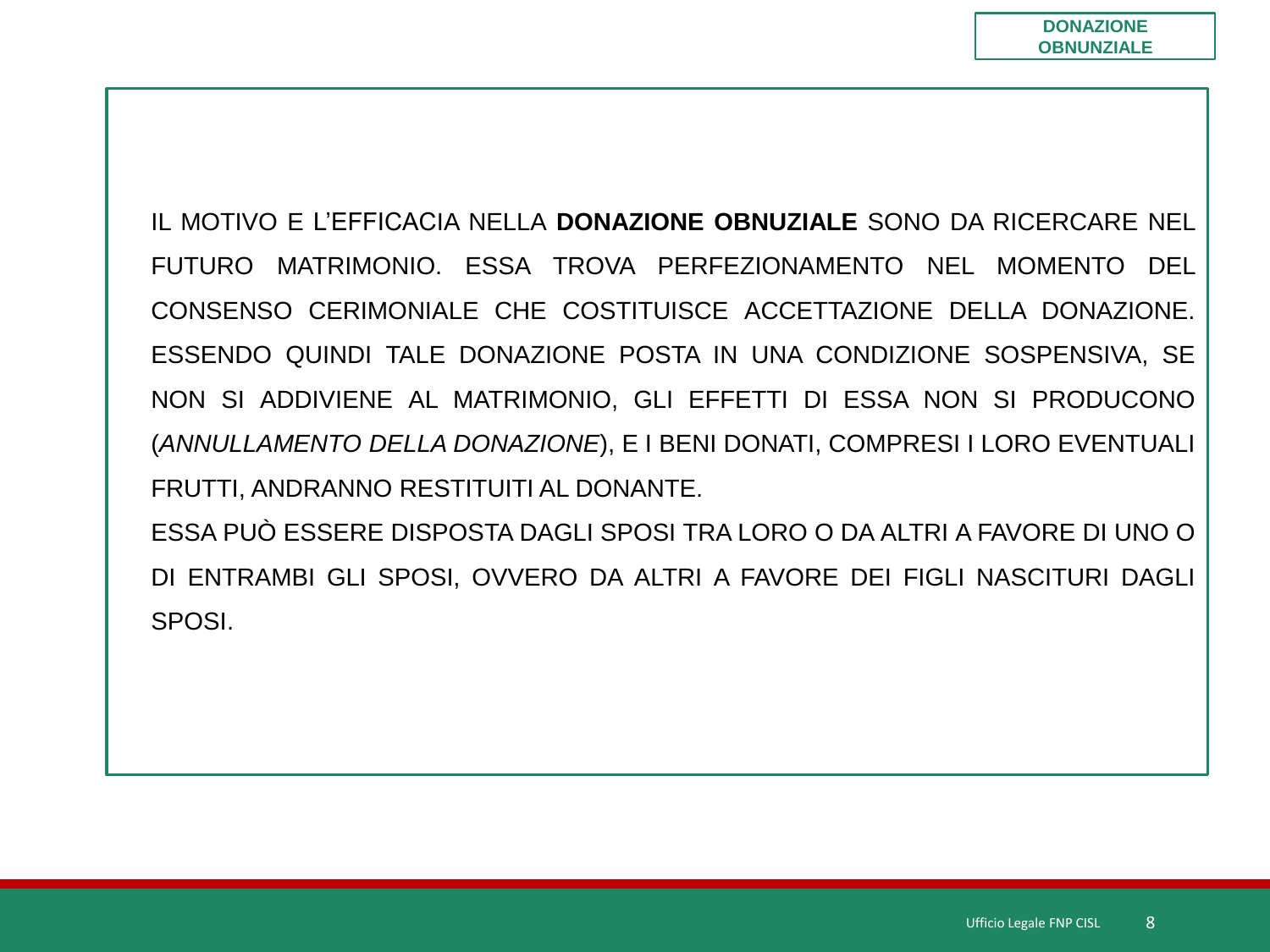IL MOTIVO E L'EFFICACIA NELLA **DONAZIONE OBNUZIALE** SONO DA RICERCARE NEL FUTURO MATRIMONIO. ESSA TROVA PERFEZIONAMENTO NEL MOMENTO DEL CONSENSO CERIMONIALE CHE COSTITUISCE ACCETTAZIONE DELLA DONAZIONE. ESSENDO QUINDI TALE DONAZIONE POSTA IN UNA CONDIZIONE SOSPENSIVA, SE NON SI ADDIVIENE AL MATRIMONIO, GLI EFFETTI DI ESSA NON SI PRODUCONO (*ANNULLAMENTO DELLA DONAZIONE*), E I BENI DONATI, COMPRESI I LORO EVENTUALI FRUTTI, ANDRANNO RESTITUITI AL DONANTE.

ESSA PUÒ ESSERE DISPOSTA DAGLI SPOSI TRA LORO O DA ALTRI A FAVORE DI UNO O DI ENTRAMBI GLI SPOSI, OVVERO DA ALTRI A FAVORE DEI FIGLI NASCITURI DAGLI SPOSI.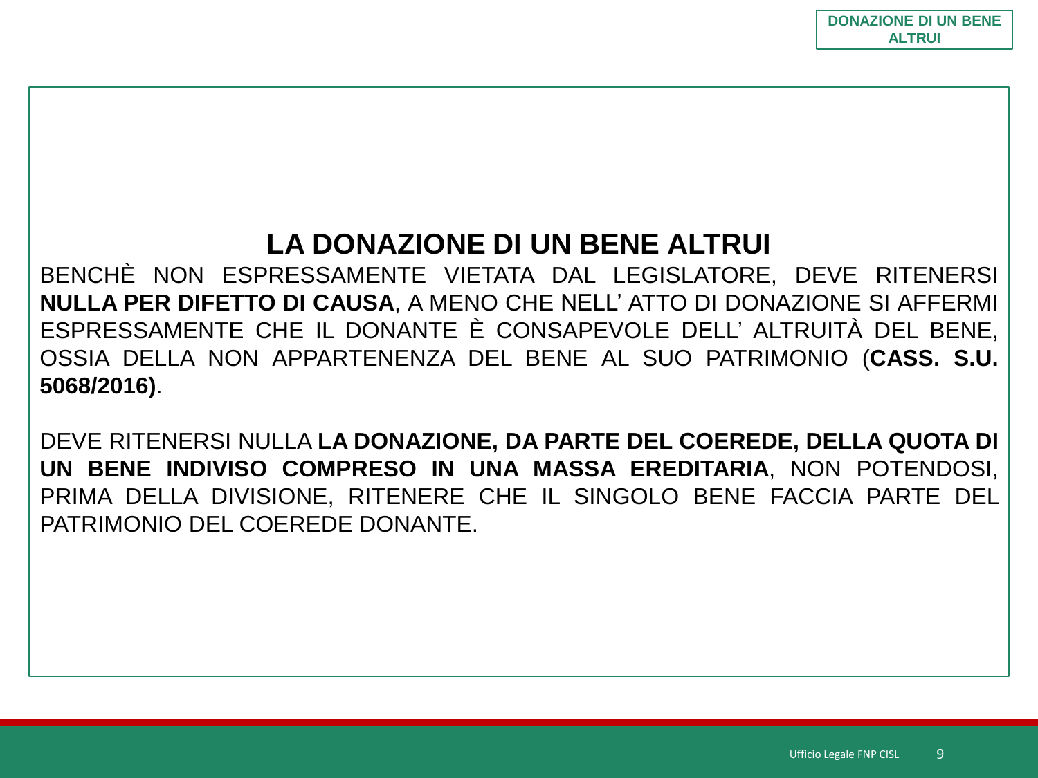## LA DONAZIONE DI UN BENE ALTRUI

BENCHÈ NON ESPRESSAMENTE VIETATA DAL LEGISLATORE, DEVE RITENERSI **NULLA PER DIFETTO DI CAUSA**, A MENO CHE NELL' ATTO DI DONAZIONE SI AFFERMI ESPRESSAMENTE CHE IL DONANTE È CONSAPEVOLE DELL' ALTRUITÀ DEL BENE, OSSIA DELLA NON APPARTENENZA DEL BENE AL SUO PATRIMONIO (**CASS. S.U. 5068/2016)**.

DEVE RITENERSI NULLA **LA DONAZIONE, DA PARTE DEL COEREDE, DELLA QUOTA DI UN BENE INDIVISO COMPRESO IN UNA MASSA EREDITARIA**, NON POTENDOSI, PRIMA DELLA DIVISIONE, RITENERE CHE IL SINGOLO BENE FACCIA PARTE DEL PATRIMONIO DEL COEREDE DONANTE.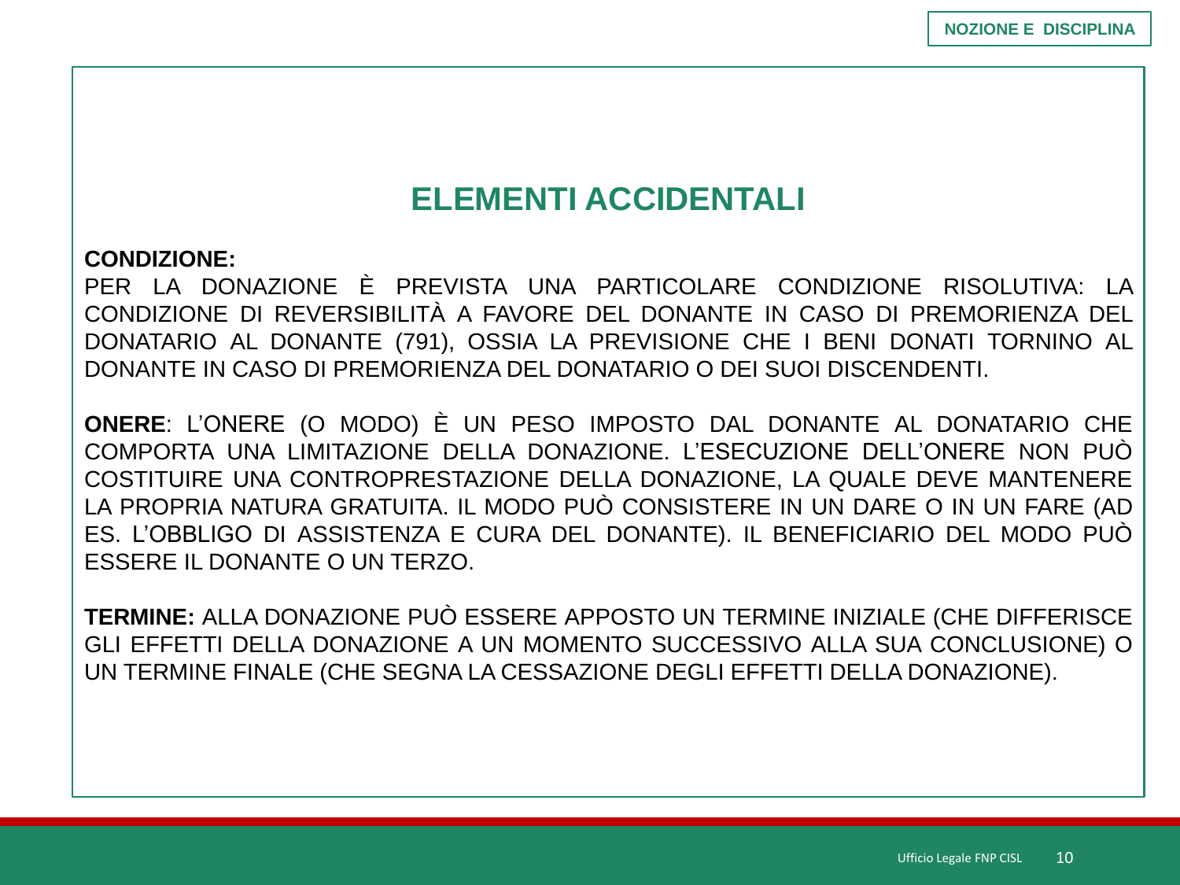## ELEMENTI ACCIDENTALI

**CONDIZIONE:**
PER LA DONAZIONE È PREVISTA UNA PARTICOLARE CONDIZIONE RISOLUTIVA: LA CONDIZIONE DI REVERSIBILITÀ A FAVORE DEL DONANTE IN CASO DI PREMORIENZA DEL DONATARIO AL DONANTE (791), OSSIA LA PREVISIONE CHE I BENI DONATI TORNINO AL DONANTE IN CASO DI PREMORIENZA DEL DONATARIO O DEI SUOI DISCENDENTI.

**ONERE**: L'ONERE (O MODO) È UN PESO IMPOSTO DAL DONANTE AL DONATARIO CHE COMPORTA UNA LIMITAZIONE DELLA DONAZIONE. L'ESECUZIONE DELL'ONERE NON PUÒ COSTITUIRE UNA CONTROPRESTAZIONE DELLA DONAZIONE, LA QUALE DEVE MANTENERE LA PROPRIA NATURA GRATUITA. IL MODO PUÒ CONSISTERE IN UN DARE O IN UN FARE (AD ES. L'OBBLIGO DI ASSISTENZA E CURA DEL DONANTE). IL BENEFICIARIO DEL MODO PUÒ ESSERE IL DONANTE O UN TERZO.

**TERMINE:** ALLA DONAZIONE PUÒ ESSERE APPOSTO UN TERMINE INIZIALE (CHE DIFFERISCE GLI EFFETTI DELLA DONAZIONE A UN MOMENTO SUCCESSIVO ALLA SUA CONCLUSIONE) O UN TERMINE FINALE (CHE SEGNA LA CESSAZIONE DEGLI EFFETTI DELLA DONAZIONE).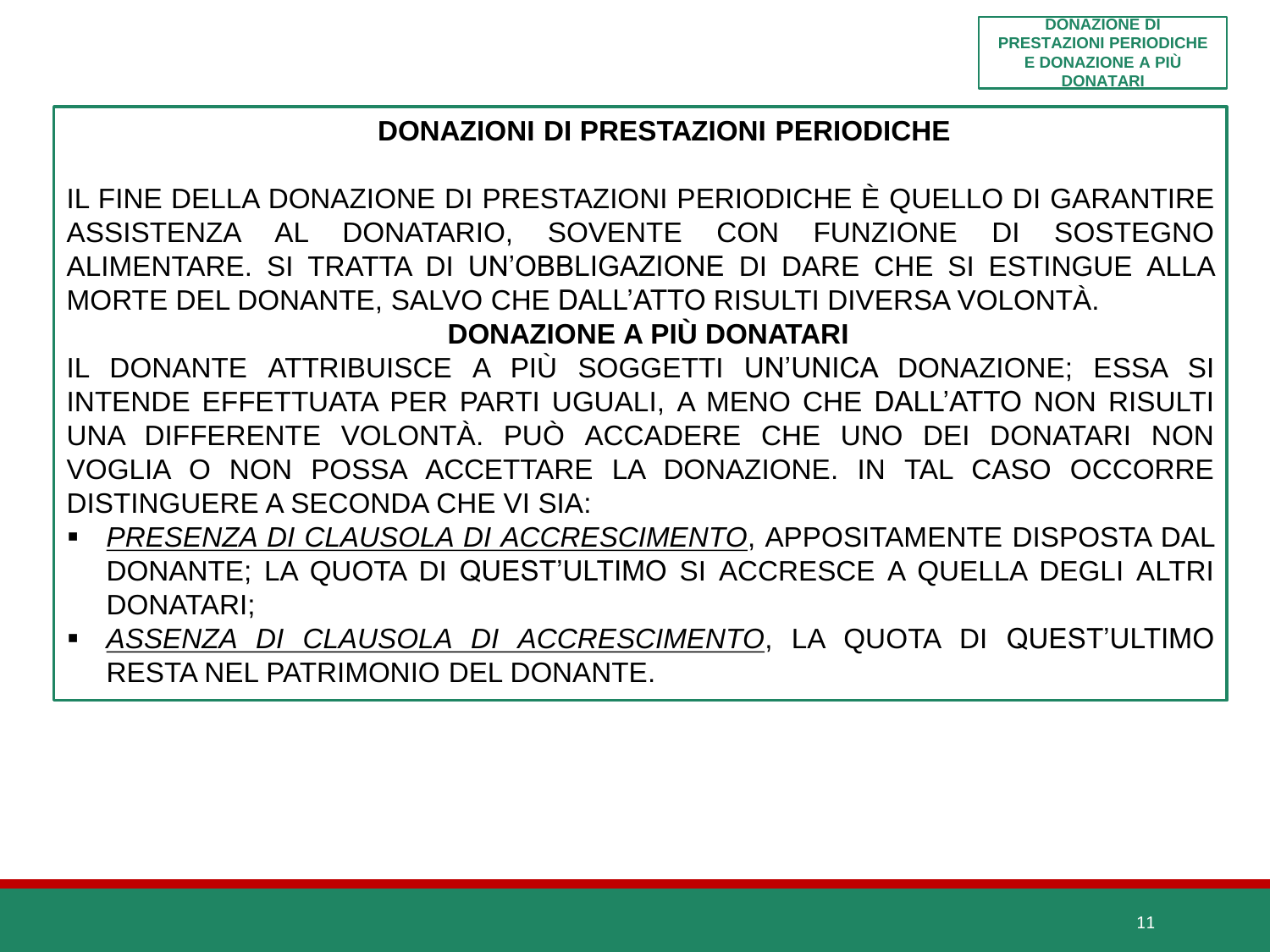## DONAZIONI DI PRESTAZIONI PERIODICHE

IL FINE DELLA DONAZIONE DI PRESTAZIONI PERIODICHE È QUELLO DI GARANTIRE ASSISTENZA AL DONATARIO, SOVENTE CON FUNZIONE DI SOSTEGNO ALIMENTARE. SI TRATTA DI UN'OBBLIGAZIONE DI DARE CHE SI ESTINGUE ALLA MORTE DEL DONANTE, SALVO CHE DALL'ATTO RISULTI DIVERSA VOLONTÀ.

## DONAZIONE A PIÙ DONATARI

IL DONANTE ATTRIBUISCE A PIÙ SOGGETTI UN'UNICA DONAZIONE; ESSA SI INTENDE EFFETTUATA PER PARTI UGUALI, A MENO CHE DALL'ATTO NON RISULTI UNA DIFFERENTE VOLONTÀ. PUÒ ACCADERE CHE UNO DEI DONATARI NON VOGLIA O NON POSSA ACCETTARE LA DONAZIONE. IN TAL CASO OCCORRE DISTINGUERE A SECONDA CHE VI SIA:

- *PRESENZA DI CLAUSOLA DI ACCRESCIMENTO*, APPOSITAMENTE DISPOSTA DAL DONANTE; LA QUOTA DI QUEST'ULTIMO SI ACCRESCE A QUELLA DEGLI ALTRI DONATARI;
- *ASSENZA DI CLAUSOLA DI ACCRESCIMENTO*, LA QUOTA DI QUEST'ULTIMO RESTA NEL PATRIMONIO DEL DONANTE.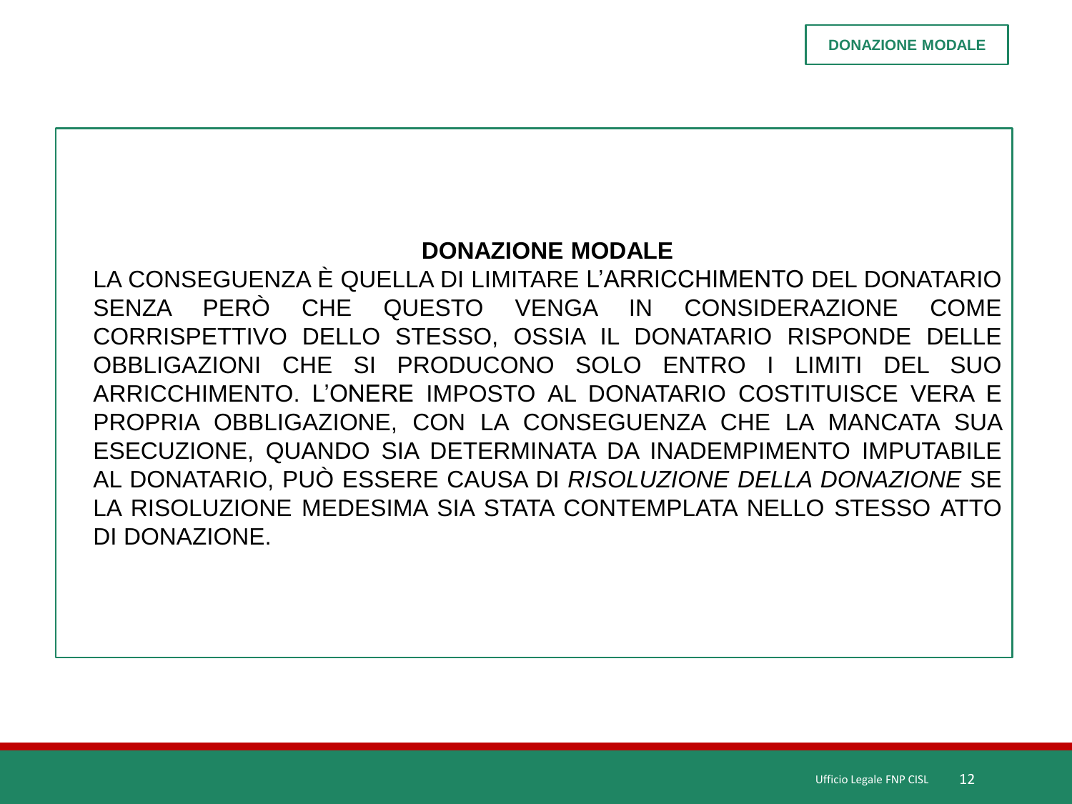## DONAZIONE MODALE

LA CONSEGUENZA È QUELLA DI LIMITARE L'ARRICCHIMENTO DEL DONATARIO SENZA PERÒ CHE QUESTO VENGA IN CONSIDERAZIONE COME CORRISPETTIVO DELLO STESSO, OSSIA IL DONATARIO RISPONDE DELLE OBBLIGAZIONI CHE SI PRODUCONO SOLO ENTRO I LIMITI DEL SUO ARRICCHIMENTO. L'ONERE IMPOSTO AL DONATARIO COSTITUISCE VERA E PROPRIA OBBLIGAZIONE, CON LA CONSEGUENZA CHE LA MANCATA SUA ESECUZIONE, QUANDO SIA DETERMINATA DA INADEMPIMENTO IMPUTABILE AL DONATARIO, PUÒ ESSERE CAUSA DI *RISOLUZIONE DELLA DONAZIONE* SE LA RISOLUZIONE MEDESIMA SIA STATA CONTEMPLATA NELLO STESSO ATTO DI DONAZIONE.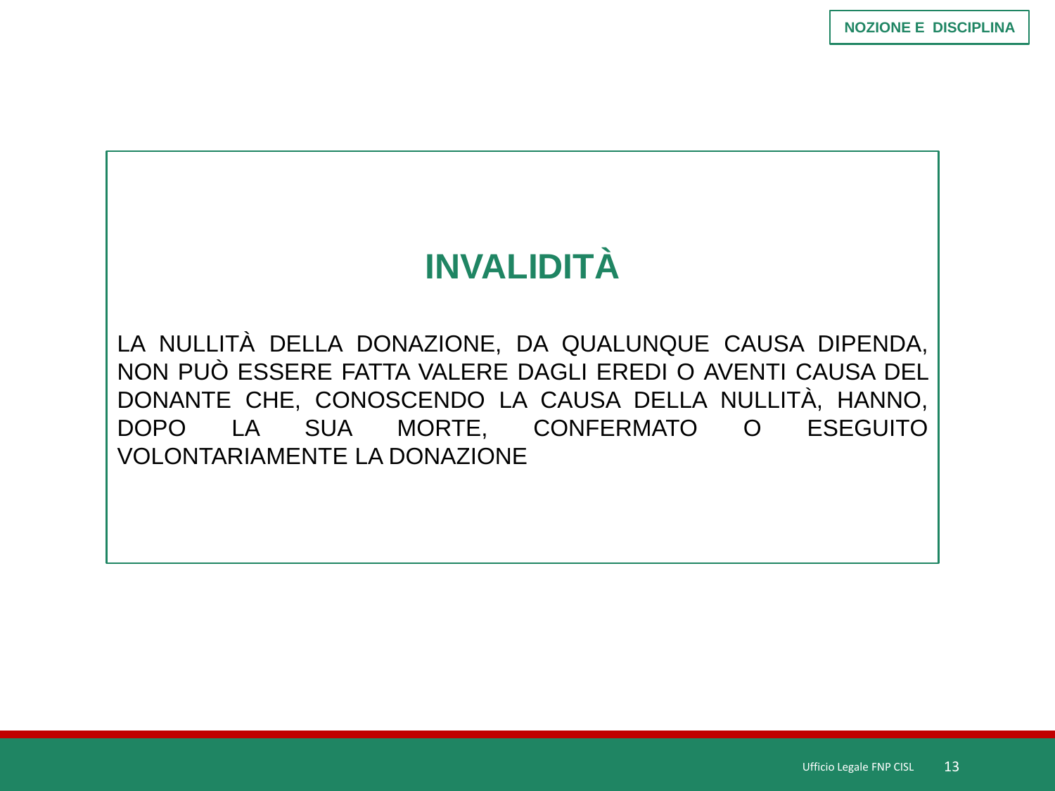## INVALIDITÀ

LA NULLITÀ DELLA DONAZIONE, DA QUALUNQUE CAUSA DIPENDA, NON PUÒ ESSERE FATTA VALERE DAGLI EREDI O AVENTI CAUSA DEL DONANTE CHE, CONOSCENDO LA CAUSA DELLA NULLITÀ, HANNO, DOPO LA SUA MORTE, CONFERMATO O ESEGUITO VOLONTARIAMENTE LA DONAZIONE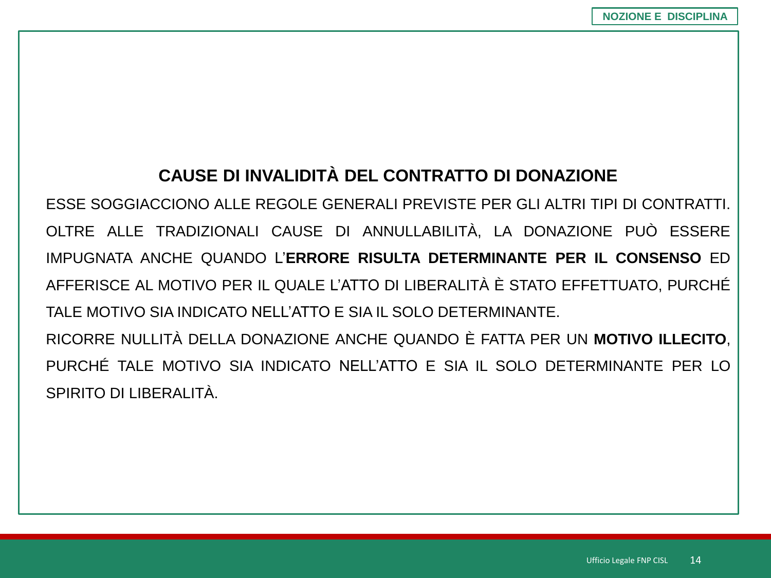## CAUSE DI INVALIDITÀ DEL CONTRATTO DI DONAZIONE

ESSE SOGGIACCIONO ALLE REGOLE GENERALI PREVISTE PER GLI ALTRI TIPI DI CONTRATTI. OLTRE ALLE TRADIZIONALI CAUSE DI ANNULLABILITÀ, LA DONAZIONE PUÒ ESSERE IMPUGNATA ANCHE QUANDO L'**ERRORE RISULTA DETERMINANTE PER IL CONSENSO** ED AFFERISCE AL MOTIVO PER IL QUALE L'ATTO DI LIBERALITÀ È STATO EFFETTUATO, PURCHÉ TALE MOTIVO SIA INDICATO NELL'ATTO E SIA IL SOLO DETERMINANTE.

RICORRE NULLITÀ DELLA DONAZIONE ANCHE QUANDO È FATTA PER UN **MOTIVO ILLECITO**, PURCHÉ TALE MOTIVO SIA INDICATO NELL'ATTO E SIA IL SOLO DETERMINANTE PER LO SPIRITO DI LIBERALITÀ.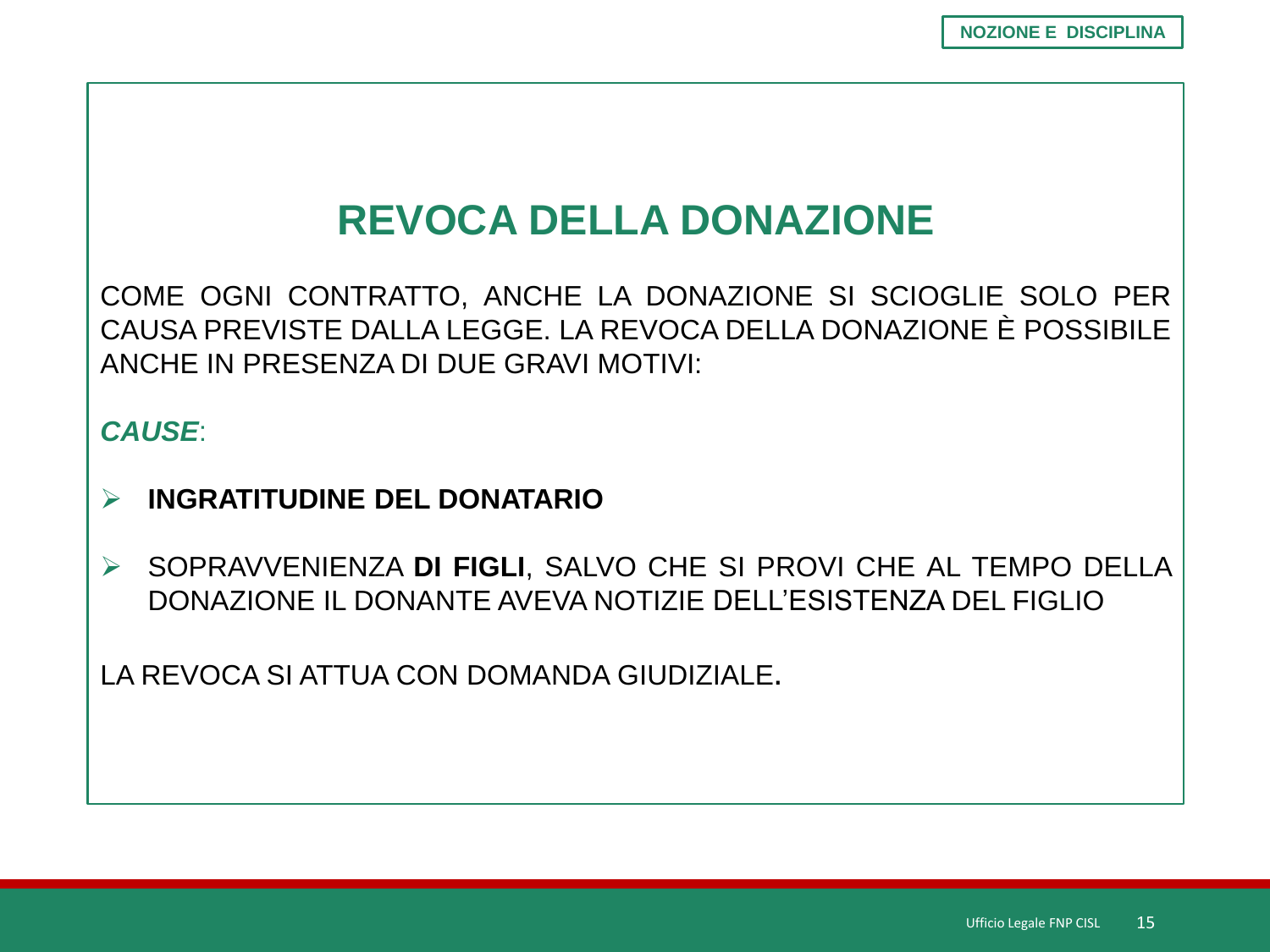# REVOCA DELLA DONAZIONE

COME OGNI CONTRATTO, ANCHE LA DONAZIONE SI SCIOGLIE SOLO PER CAUSA PREVISTE DALLA LEGGE. LA REVOCA DELLA DONAZIONE È POSSIBILE ANCHE IN PRESENZA DI DUE GRAVI MOTIVI:

***CAUSE***:

- **INGRATITUDINE DEL DONATARIO**
- SOPRAVVENIENZA **DI FIGLI**, SALVO CHE SI PROVI CHE AL TEMPO DELLA DONAZIONE IL DONANTE AVEVA NOTIZIE DELL'ESISTENZA DEL FIGLIO

LA REVOCA SI ATTUA CON DOMANDA GIUDIZIALE.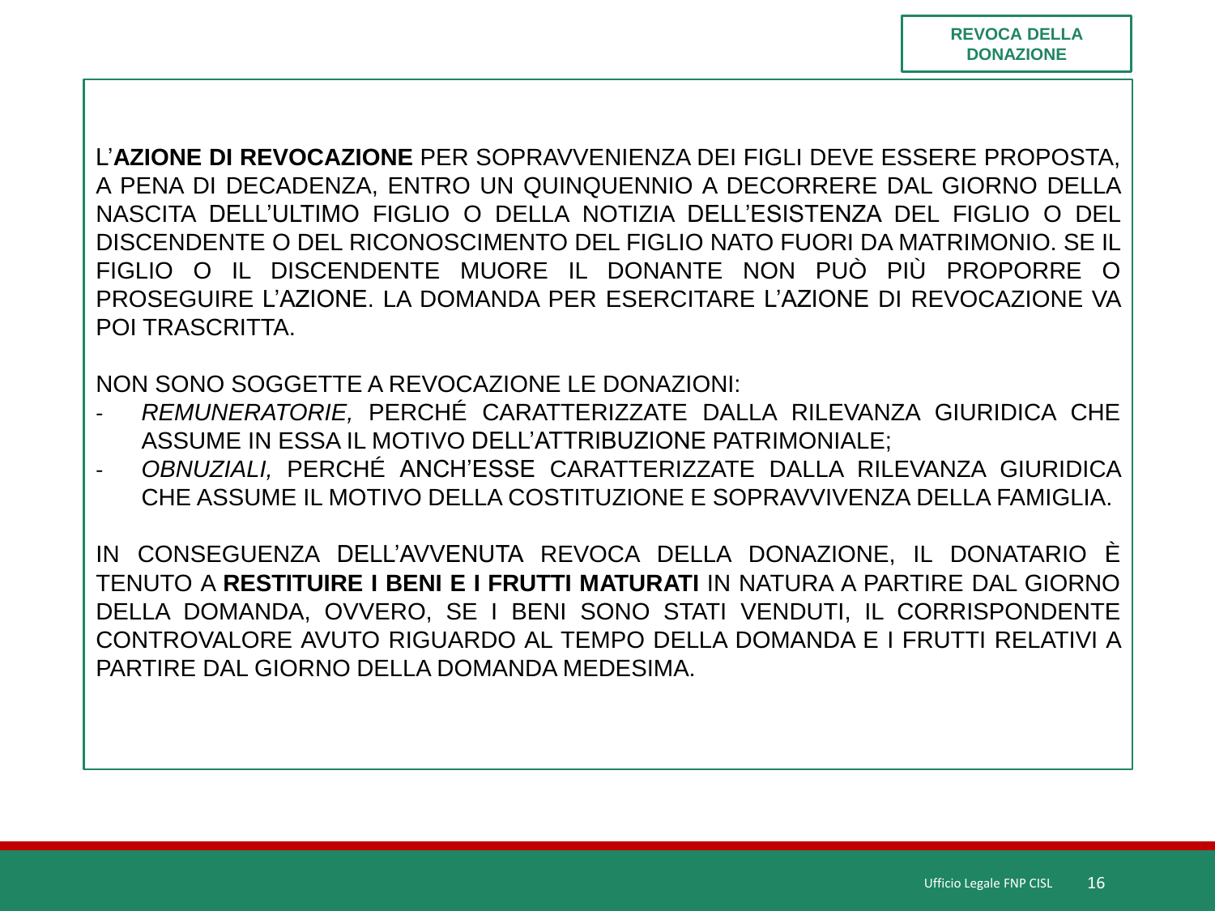## REVOCA DELLA DONAZIONE

L'**AZIONE DI REVOCAZIONE** PER SOPRAVVENIENZA DEI FIGLI DEVE ESSERE PROPOSTA, A PENA DI DECADENZA, ENTRO UN QUINQUENNIO A DECORRERE DAL GIORNO DELLA NASCITA DELL'ULTIMO FIGLIO O DELLA NOTIZIA DELL'ESISTENZA DEL FIGLIO O DEL DISCENDENTE O DEL RICONOSCIMENTO DEL FIGLIO NATO FUORI DA MATRIMONIO. SE IL FIGLIO O IL DISCENDENTE MUORE IL DONANTE NON PUÒ PIÙ PROPORRE O PROSEGUIRE L'AZIONE. LA DOMANDA PER ESERCITARE L'AZIONE DI REVOCAZIONE VA POI TRASCRITTA.

NON SONO SOGGETTE A REVOCAZIONE LE DONAZIONI:

- *REMUNERATORIE,* PERCHÉ CARATTERIZZATE DALLA RILEVANZA GIURIDICA CHE ASSUME IN ESSA IL MOTIVO DELL'ATTRIBUZIONE PATRIMONIALE;
- *OBNUZIALI,* PERCHÉ ANCH'ESSE CARATTERIZZATE DALLA RILEVANZA GIURIDICA CHE ASSUME IL MOTIVO DELLA COSTITUZIONE E SOPRAVVIVENZA DELLA FAMIGLIA.

IN CONSEGUENZA DELL'AVVENUTA REVOCA DELLA DONAZIONE, IL DONATARIO È TENUTO A **RESTITUIRE I BENI E I FRUTTI MATURATI** IN NATURA A PARTIRE DAL GIORNO DELLA DOMANDA, OVVERO, SE I BENI SONO STATI VENDUTI, IL CORRISPONDENTE CONTROVALORE AVUTO RIGUARDO AL TEMPO DELLA DOMANDA E I FRUTTI RELATIVI A PARTIRE DAL GIORNO DELLA DOMANDA MEDESIMA.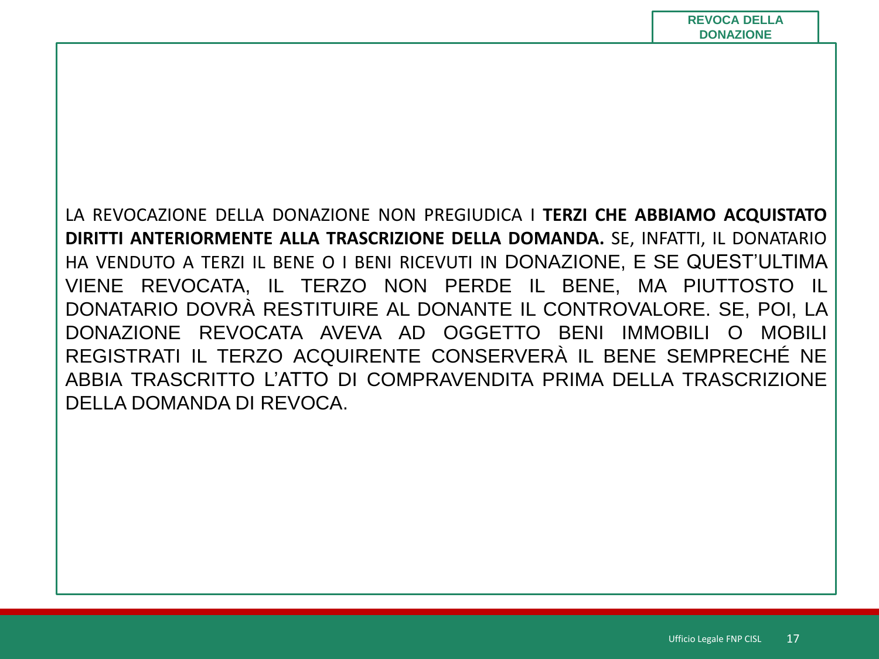LA REVOCAZIONE DELLA DONAZIONE NON PREGIUDICA I **TERZI CHE ABBIAMO ACQUISTATO DIRITTI ANTERIORMENTE ALLA TRASCRIZIONE DELLA DOMANDA.** SE, INFATTI, IL DONATARIO HA VENDUTO A TERZI IL BENE O I BENI RICEVUTI IN DONAZIONE, E SE QUEST'ULTIMA VIENE REVOCATA, IL TERZO NON PERDE IL BENE, MA PIUTTOSTO IL DONATARIO DOVRÀ RESTITUIRE AL DONANTE IL CONTROVALORE. SE, POI, LA DONAZIONE REVOCATA AVEVA AD OGGETTO BENI IMMOBILI O MOBILI REGISTRATI IL TERZO ACQUIRENTE CONSERVERÀ IL BENE SEMPRECHÉ NE ABBIA TRASCRITTO L'ATTO DI COMPRAVENDITA PRIMA DELLA TRASCRIZIONE DELLA DOMANDA DI REVOCA.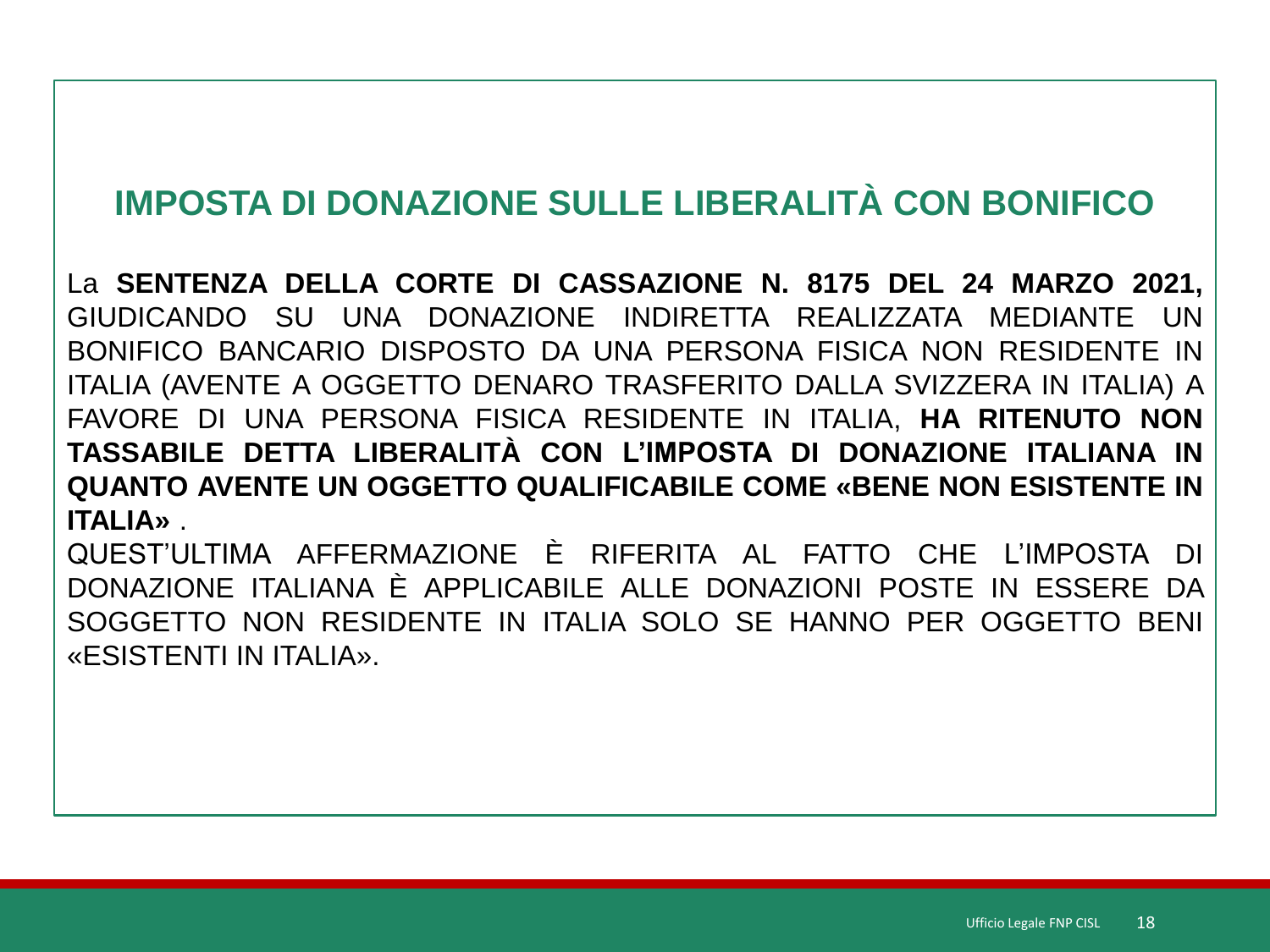## IMPOSTA DI DONAZIONE SULLE LIBERALITÀ CON BONIFICO

La **SENTENZA DELLA CORTE DI CASSAZIONE N. 8175 DEL 24 MARZO 2021,** GIUDICANDO SU UNA DONAZIONE INDIRETTA REALIZZATA MEDIANTE UN BONIFICO BANCARIO DISPOSTO DA UNA PERSONA FISICA NON RESIDENTE IN ITALIA (AVENTE A OGGETTO DENARO TRASFERITO DALLA SVIZZERA IN ITALIA) A FAVORE DI UNA PERSONA FISICA RESIDENTE IN ITALIA, **HA RITENUTO NON TASSABILE DETTA LIBERALITÀ CON L'IMPOSTA DI DONAZIONE ITALIANA IN QUANTO AVENTE UN OGGETTO QUALIFICABILE COME «BENE NON ESISTENTE IN ITALIA»** .

QUEST'ULTIMA AFFERMAZIONE È RIFERITA AL FATTO CHE L'IMPOSTA DI DONAZIONE ITALIANA È APPLICABILE ALLE DONAZIONI POSTE IN ESSERE DA SOGGETTO NON RESIDENTE IN ITALIA SOLO SE HANNO PER OGGETTO BENI «ESISTENTI IN ITALIA».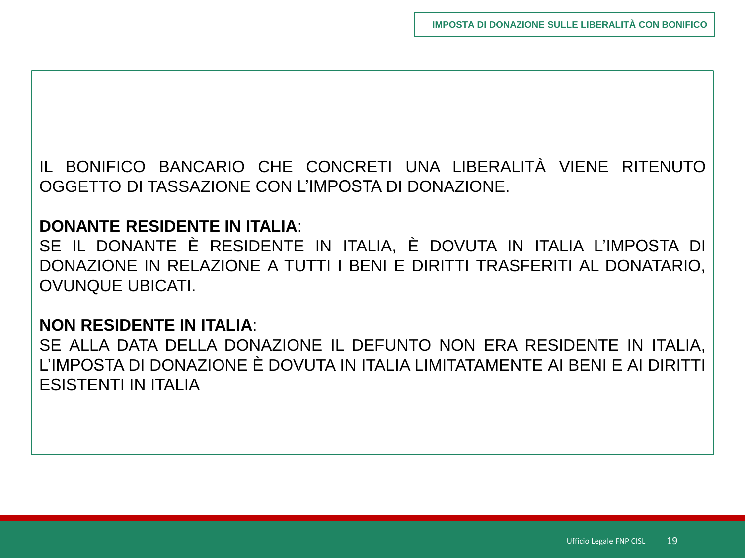## IMPOSTA DI DONAZIONE SULLE LIBERALITÀ CON BONIFICO

IL BONIFICO BANCARIO CHE CONCRETI UNA LIBERALITÀ VIENE RITENUTO OGGETTO DI TASSAZIONE CON L'IMPOSTA DI DONAZIONE.

**DONANTE RESIDENTE IN ITALIA**:
SE IL DONANTE È RESIDENTE IN ITALIA, È DOVUTA IN ITALIA L'IMPOSTA DI DONAZIONE IN RELAZIONE A TUTTI I BENI E DIRITTI TRASFERITI AL DONATARIO, OVUNQUE UBICATI.

**NON RESIDENTE IN ITALIA**:
SE ALLA DATA DELLA DONAZIONE IL DEFUNTO NON ERA RESIDENTE IN ITALIA, L'IMPOSTA DI DONAZIONE È DOVUTA IN ITALIA LIMITATAMENTE AI BENI E AI DIRITTI ESISTENTI IN ITALIA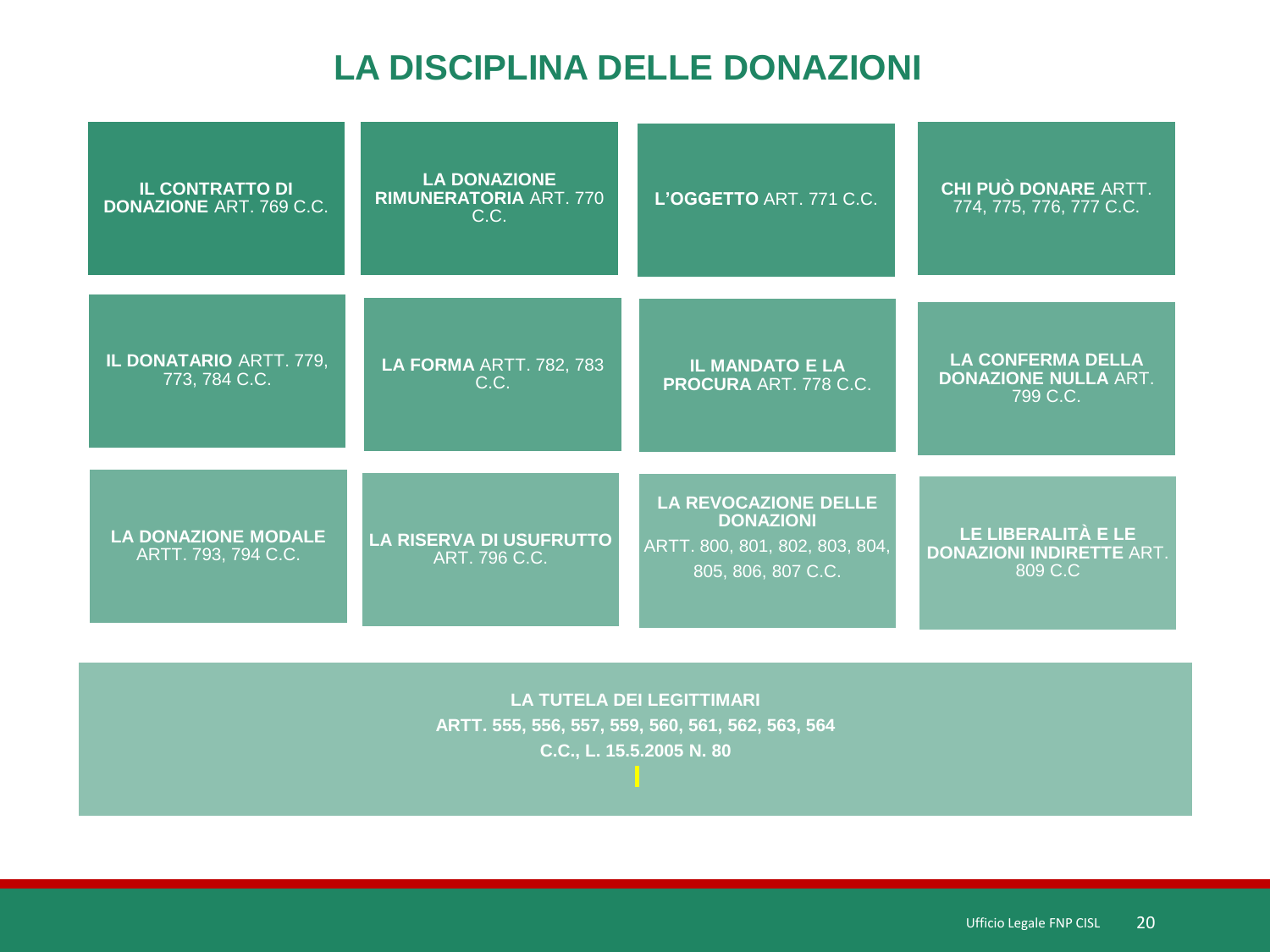# LA DISCIPLINA DELLE DONAZIONI

- **IL CONTRATTO DI DONAZIONE** ART. 769 C.C.
- **LA DONAZIONE RIMUNERATORIA** ART. 770 C.C.
- **L'OGGETTO** ART. 771 C.C.
- **CHI PUÒ DONARE** ARTT. 774, 775, 776, 777 C.C.
- **IL DONATARIO** ARTT. 779, 773, 784 C.C.
- **LA FORMA** ARTT. 782, 783 C.C.
- **IL MANDATO E LA PROCURA** ART. 778 C.C.
- **LA CONFERMA DELLA DONAZIONE NULLA** ART. 799 C.C.
- **LA DONAZIONE MODALE** ARTT. 793, 794 C.C.
- **LA RISERVA DI USUFRUTTO** ART. 796 C.C.
- **LA REVOCAZIONE DELLE DONAZIONI** ARTT. 800, 801, 802, 803, 804, 805, 806, 807 C.C.
- **LE LIBERALITÀ E LE DONAZIONI INDIRETTE** ART. 809 C.C

**LA TUTELA DEI LEGITTIMARI**
**ARTT. 555, 556, 557, 559, 560, 561, 562, 563, 564 C.C., L. 15.5.2005 N. 80**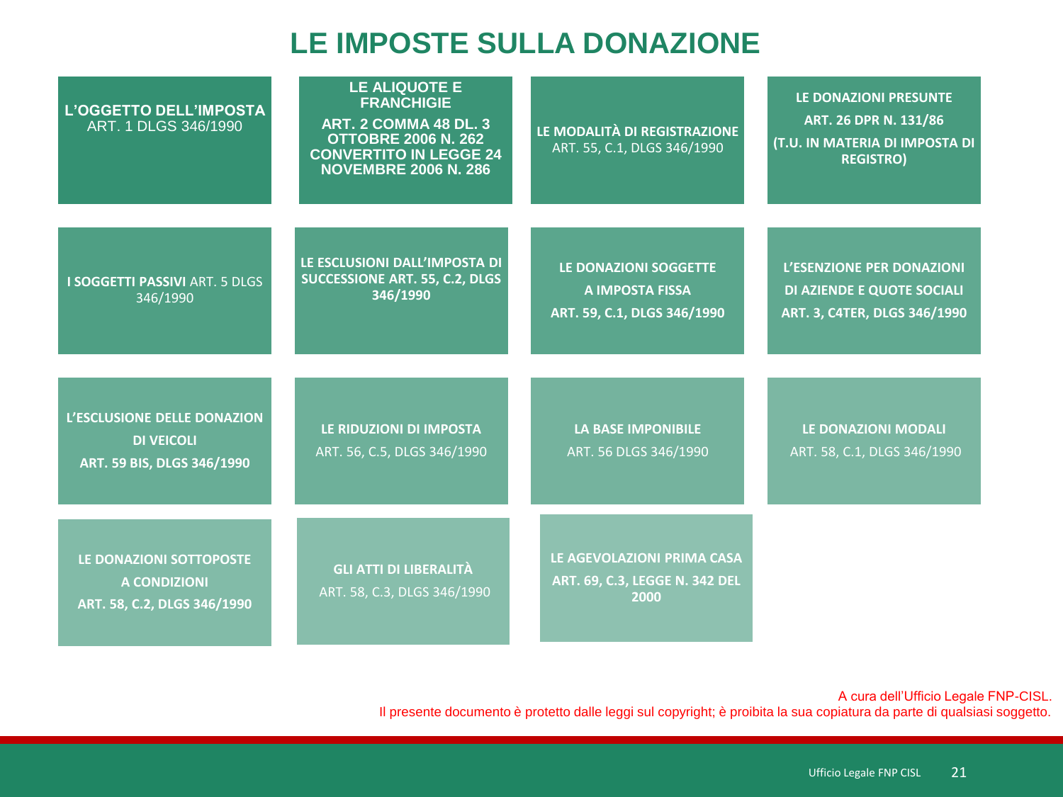# LE IMPOSTE SULLA DONAZIONE

**L'OGGETTO DELL'IMPOSTA**
ART. 1 DLGS 346/1990

**LE ALIQUOTE E FRANCHIGIE**
**ART. 2 COMMA 48 DL. 3 OTTOBRE 2006 N. 262 CONVERTITO IN LEGGE 24 NOVEMBRE 2006 N. 286**

**LE MODALITÀ DI REGISTRAZIONE**
ART. 55, C.1, DLGS 346/1990

**LE DONAZIONI PRESUNTE**
**ART. 26 DPR N. 131/86**
**(T.U. IN MATERIA DI IMPOSTA DI REGISTRO)**

**I SOGGETTI PASSIVI** ART. 5 DLGS 346/1990

**LE ESCLUSIONI DALL'IMPOSTA DI SUCCESSIONE ART. 55, C.2, DLGS 346/1990**

**LE DONAZIONI SOGGETTE A IMPOSTA FISSA**
**ART. 59, C.1, DLGS 346/1990**

**L'ESENZIONE PER DONAZIONI DI AZIENDE E QUOTE SOCIALI**
**ART. 3, C4TER, DLGS 346/1990**

**L'ESCLUSIONE DELLE DONAZION DI VEICOLI**
**ART. 59 BIS, DLGS 346/1990**

**LE RIDUZIONI DI IMPOSTA**
ART. 56, C.5, DLGS 346/1990

**LA BASE IMPONIBILE**
ART. 56 DLGS 346/1990

**LE DONAZIONI MODALI**
ART. 58, C.1, DLGS 346/1990

**LE DONAZIONI SOTTOPOSTE A CONDIZIONI**
**ART. 58, C.2, DLGS 346/1990**

**GLI ATTI DI LIBERALITÀ**
ART. 58, C.3, DLGS 346/1990

**LE AGEVOLAZIONI PRIMA CASA**
**ART. 69, C.3, LEGGE N. 342 DEL 2000**

A cura dell'Ufficio Legale FNP-CISL.
Il presente documento è protetto dalle leggi sul copyright; è proibita la sua copiatura da parte di qualsiasi soggetto.